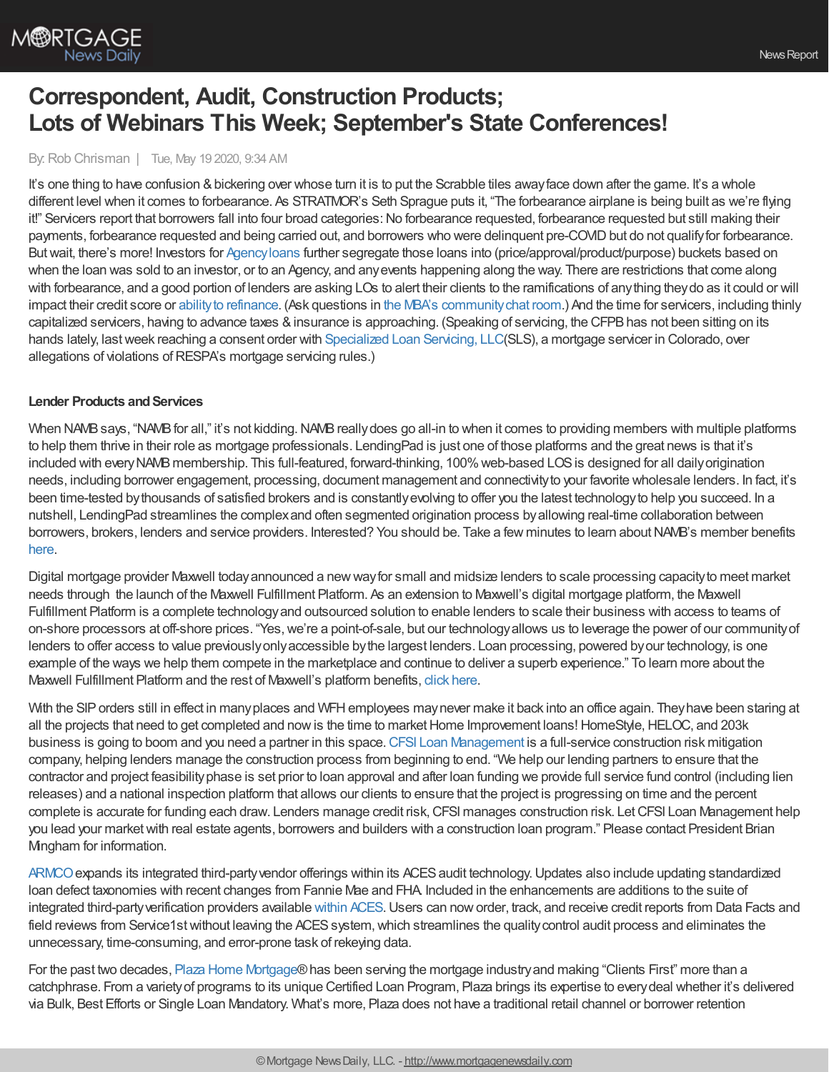# Correspondent, Audit, Construction Products; Lots of Webinars This Week; September's State Conferences!

By: Rob Chrisman | Tue, May 19 2020, 9:34 AM

It's one thing to have confusion & bickering over whose turn it is to put the Scrabble tiles away face down after the game. It's a whole different level when it comes to forbearance. As STRATMOR's Seth Sprague puts it, "The forbearance airplane is being built as we're flying it!" Servicers report that borrowers fall into four broad categories: No forbearance requested, forbearance requested but still making their payments, forbearance requested and being carried out, and borrowers who were delinquent pre-COVID but do not qualify for forbearance. But wait, there's more! Investors for Agency loans further segregate those loans into (price/approval/product/purpose) buckets based on when the loan was sold to an investor, or to an Agency, and any events happening along the way. There are restrictions that come along with forbearance, and a good portion of lenders are asking LOs to alert their clients to the ramifications of anything they do as it could or will impact their credit score or ability to refinance. (Ask questions in the MBA's community chat room.) And the time for servicers, including thinly capitalized servicers, having to advance taxes & insurance is approaching. (Speaking of servicing, the CFPB has not been sitting on its hands lately, last week reaching a consent order with Specialized Loan Servicing, LLC (SLS), a mortgage servicer in Colorado, over allegations of violations of RESPA's mortgage servicing rules.)

**Lender Products and Services**

When NAMB says, "NAMB for all," it's not kidding. NAMB really does go all-in to when it comes to providing members with multiple platforms to help them thrive in their role as mortgage professionals. LendingPad is just one of those platforms and the great news is that it's included with every NAMB membership. This full-featured, forward-thinking, 100% web-based LOS is designed for all daily origination needs, including borrower engagement, processing, document management and connectivity to your favorite wholesale lenders. In fact, it's been time-tested by thousands of satisfied brokers and is constantly evolving to offer you the latest technology to help you succeed. In a nutshell, LendingPad streamlines the complex and often segmented origination process by allowing real-time collaboration between borrowers, brokers, lenders and service providers. Interested? You should be. Take a few minutes to learn about NAMB's member benefits here.

Digital mortgage provider Maxwell today announced a new way for small and midsize lenders to scale processing capacity to meet market needs through the launch of the Maxwell Fulfillment Platform. As an extension to Maxwell's digital mortgage platform, the Maxwell Fulfillment Platform is a complete technology and outsourced solution to enable lenders to scale their business with access to teams of on-shore processors at off-shore prices. "Yes, we're a point-of-sale, but our technology allows us to leverage the power of our community of lenders to offer access to value previously only accessible by the largest lenders. Loan processing, powered by our technology, is one example of the ways we help them compete in the marketplace and continue to deliver a superb experience." To learn more about the Maxwell Fulfillment Platform and the rest of Maxwell's platform benefits, click here.

With the SIP orders still in effect in many places and WFH employees may never make it back into an office again. They have been staring at all the projects that need to get completed and now is the time to market Home Improvement loans! HomeStyle, HELOC, and 203k business is going to boom and you need a partner in this space. CFSI Loan Management is a full-service construction risk mitigation company, helping lenders manage the construction process from beginning to end. "We help our lending partners to ensure that the contractor and project feasibility phase is set prior to loan approval and after loan funding we provide full service fund control (including lien releases) and a national inspection platform that allows our clients to ensure that the project is progressing on time and the percent complete is accurate for funding each draw. Lenders manage credit risk, CFSI manages construction risk. Let CFSI Loan Management help you lead your market with real estate agents, borrowers and builders with a construction loan program." Please contact President Brian Mingham for information.

ARMCO expands its integrated third-party vendor offerings within its ACES audit technology. Updates also include updating standardized loan defect taxonomies with recent changes from Fannie Mae and FHA. Included in the enhancements are additions to the suite of integrated third-party verification providers available within ACES. Users can now order, track, and receive credit reports from Data Facts and field reviews from Service1st without leaving the ACES system, which streamlines the quality control audit process and eliminates the unnecessary, time-consuming, and error-prone task of rekeying data.

For the past two decades, Plaza Home Mortgage® has been serving the mortgage industry and making "Clients First" more than a catchphrase. From a variety of programs to its unique Certified Loan Program, Plaza brings its expertise to every deal whether it's delivered via Bulk, Best Efforts or Single Loan Mandatory. What's more, Plaza does not have a traditional retail channel or borrower retention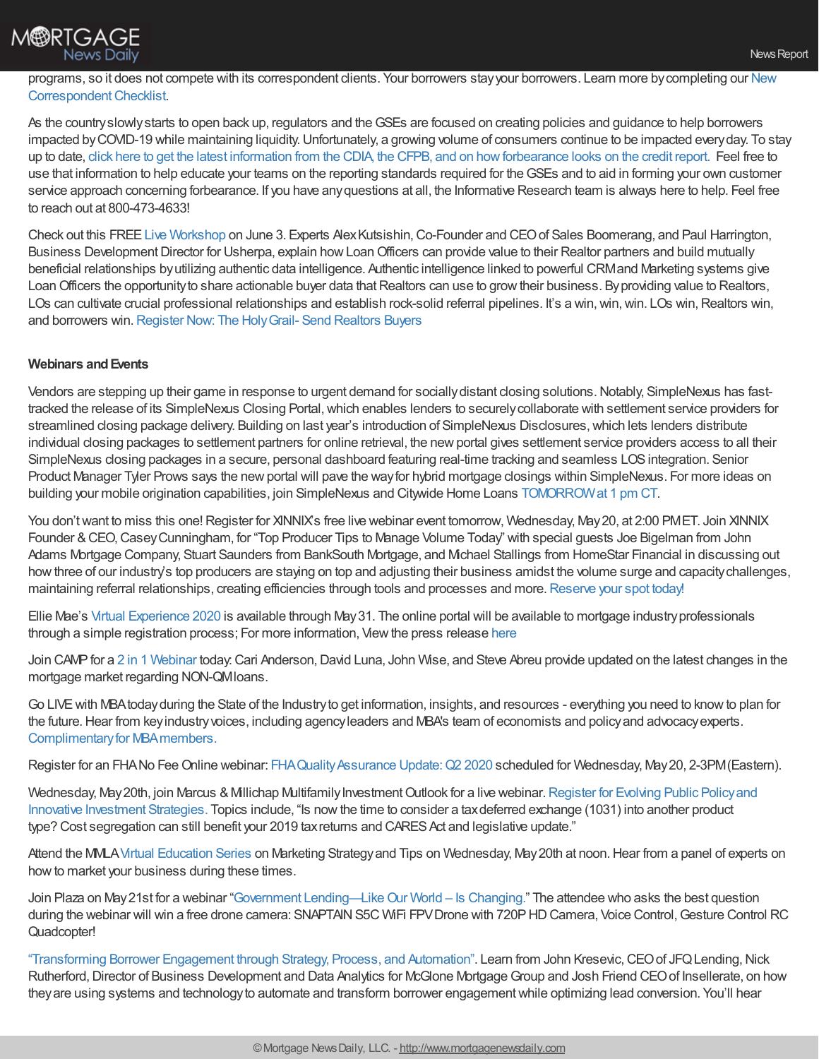programs, so it does not compete with its correspondent clients. Your borrowers stay your borrowers. Learn more by completing our New Correspondent Checklist.

As the country slowly starts to open back up, regulators and the GSEs are focused on creating policies and guidance to help borrowers impacted by COVID-19 while maintaining liquidity. Unfortunately, a growing volume of consumers continue to be impacted every day. To stay up to date, click here to get the latest information from the CDIA, the CFPB, and on how forbearance looks on the credit report. Feel free to use that information to help educate your teams on the reporting standards required for the GSEs and to aid in forming your own customer service approach concerning forbearance. If you have any questions at all, the Informative Research team is always here to help. Feel free to reach out at 800-473-4633!

Check out this FREE Live Workshop on June 3. Experts Alex Kutsishin, Co-Founder and CEO of Sales Boomerang, and Paul Harrington, Business Development Director for Usherpa, explain how Loan Officers can provide value to their Realtor partners and build mutually beneficial relationships by utilizing authentic data intelligence. Authentic intelligence linked to powerful CRM and Marketing systems give Loan Officers the opportunity to share actionable buyer data that Realtors can use to grow their business. By providing value to Realtors, LOs can cultivate crucial professional relationships and establish rock-solid referral pipelines. It's a win, win, win. LOs win, Realtors win, and borrowers win. Register Now: The Holy Grail- Send Realtors Buyers

**Webinars and Events**

Vendors are stepping up their game in response to urgent demand for socially distant closing solutions. Notably, SimpleNexus has fast-tracked the release of its SimpleNexus Closing Portal, which enables lenders to securely collaborate with settlement service providers for streamlined closing package delivery. Building on last year's introduction of SimpleNexus Disclosures, which lets lenders distribute individual closing packages to settlement partners for online retrieval, the new portal gives settlement service providers access to all their SimpleNexus closing packages in a secure, personal dashboard featuring real-time tracking and seamless LOS integration. Senior Product Manager Tyler Prows says the new portal will pave the way for hybrid mortgage closings within SimpleNexus. For more ideas on building your mobile origination capabilities, join SimpleNexus and Citywide Home Loans TOMORROW at 1 pm CT.

You don't want to miss this one! Register for XINNIX's free live webinar event tomorrow, Wednesday, May 20, at 2:00 PM ET. Join XINNIX Founder & CEO, Casey Cunningham, for "Top Producer Tips to Manage Volume Today" with special guests Joe Bigelman from John Adams Mortgage Company, Stuart Saunders from BankSouth Mortgage, and Michael Stallings from HomeStar Financial in discussing out how three of our industry's top producers are staying on top and adjusting their business amidst the volume surge and capacity challenges, maintaining referral relationships, creating efficiencies through tools and processes and more. Reserve your spot today!

Ellie Mae's Virtual Experience 2020 is available through May 31. The online portal will be available to mortgage industry professionals through a simple registration process; For more information, View the press release here

Join CAMP for a 2 in 1 Webinar today: Cari Anderson, David Luna, John Wise, and Steve Abreu provide updated on the latest changes in the mortgage market regarding NON-QM loans.

Go LIVE with MBA today during the State of the Industry to get information, insights, and resources - everything you need to know to plan for the future. Hear from key industry voices, including agency leaders and MBA's team of economists and policy and advocacy experts. Complimentary for MBA members.

Register for an FHA No Fee Online webinar: FHA Quality Assurance Update: Q2 2020 scheduled for Wednesday, May 20, 2-3PM (Eastern).

Wednesday, May 20th, join Marcus & Millichap Multifamily Investment Outlook for a live webinar. Register for Evolving Public Policy and Innovative Investment Strategies. Topics include, "Is now the time to consider a tax deferred exchange (1031) into another product type? Cost segregation can still benefit your 2019 tax returns and CARES Act and legislative update."

Attend the MMLA Virtual Education Series on Marketing Strategy and Tips on Wednesday, May 20th at noon. Hear from a panel of experts on how to market your business during these times.

Join Plaza on May 21st for a webinar "Government Lending—Like Our World – Is Changing." The attendee who asks the best question during the webinar will win a free drone camera: SNAPTAIN S5C WiFi FPV Drone with 720P HD Camera, Voice Control, Gesture Control RC Quadcopter!

"Transforming Borrower Engagement through Strategy, Process, and Automation". Learn from John Kresevic, CEO of JFQ Lending, Nick Rutherford, Director of Business Development and Data Analytics for McGlone Mortgage Group and Josh Friend CEO of Insellerate, on how they are using systems and technology to automate and transform borrower engagement while optimizing lead conversion. You'll hear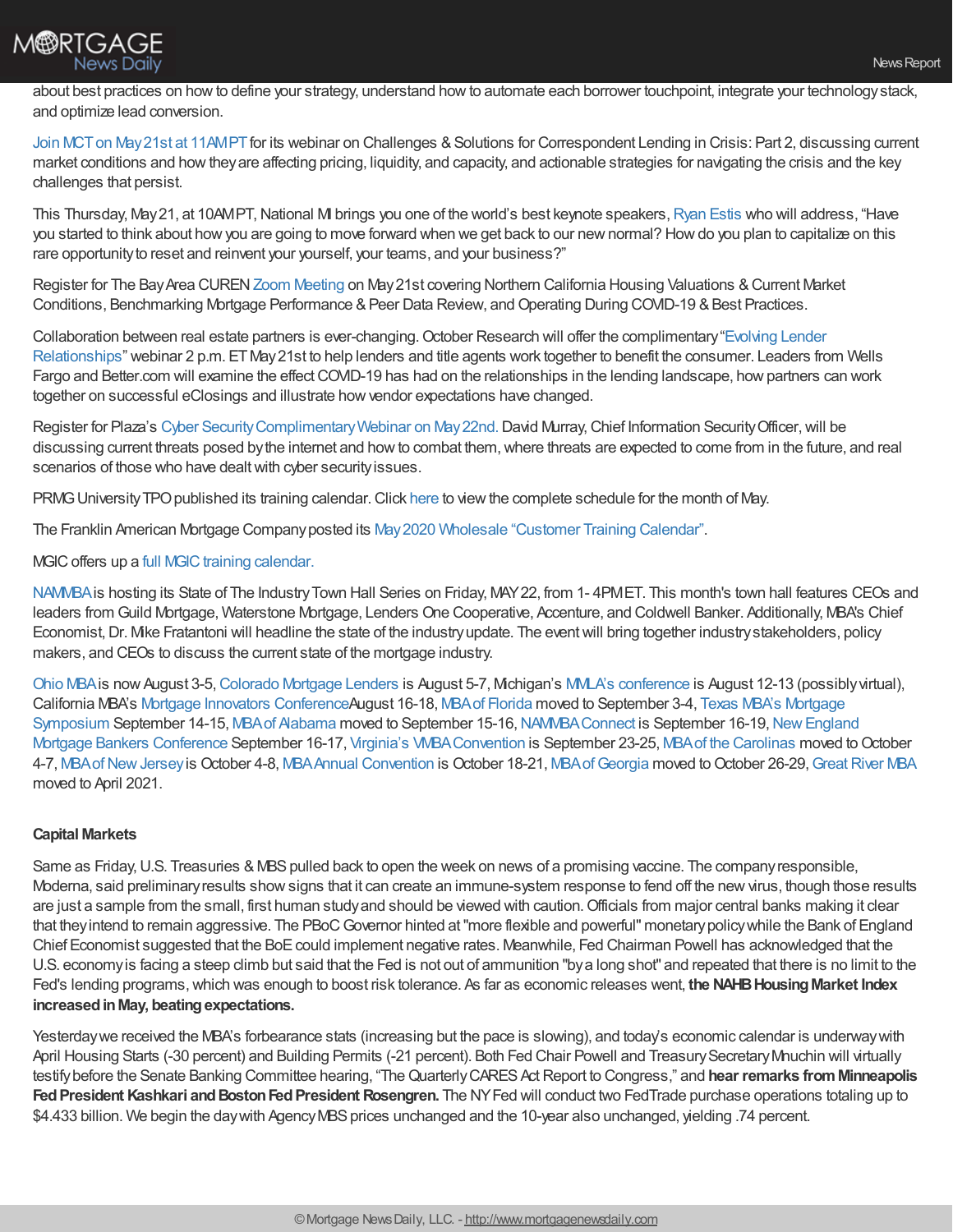about best practices on how to define your strategy, understand how to automate each borrower touchpoint, integrate your technology stack, and optimize lead conversion.

Join MCT on May 21st at 11AM PT for its webinar on Challenges & Solutions for Correspondent Lending in Crisis: Part 2, discussing current market conditions and how they are affecting pricing, liquidity, and capacity, and actionable strategies for navigating the crisis and the key challenges that persist.

This Thursday, May 21, at 10AM PT, National MI brings you one of the world's best keynote speakers, Ryan Estis who will address, "Have you started to think about how you are going to move forward when we get back to our new normal? How do you plan to capitalize on this rare opportunity to reset and reinvent your yourself, your teams, and your business?"

Register for The Bay Area CUREN Zoom Meeting on May 21st covering Northern California Housing Valuations & Current Market Conditions, Benchmarking Mortgage Performance & Peer Data Review, and Operating During COVID-19 & Best Practices.

Collaboration between real estate partners is ever-changing. October Research will offer the complimentary "Evolving Lender Relationships" webinar 2 p.m. ET May 21st to help lenders and title agents work together to benefit the consumer. Leaders from Wells Fargo and Better.com will examine the effect COVID-19 has had on the relationships in the lending landscape, how partners can work together on successful eClosings and illustrate how vendor expectations have changed.

Register for Plaza's Cyber Security Complimentary Webinar on May 22nd. David Murray, Chief Information Security Officer, will be discussing current threats posed by the internet and how to combat them, where threats are expected to come from in the future, and real scenarios of those who have dealt with cyber security issues.

PRMG University TPO published its training calendar. Click here to view the complete schedule for the month of May.

The Franklin American Mortgage Company posted its May 2020 Wholesale "Customer Training Calendar".

MGIC offers up a full MGIC training calendar.

NAMMBA is hosting its State of The Industry Town Hall Series on Friday, MAY 22, from 1- 4PM ET. This month's town hall features CEOs and leaders from Guild Mortgage, Waterstone Mortgage, Lenders One Cooperative, Accenture, and Coldwell Banker. Additionally, MBA's Chief Economist, Dr. Mike Fratantoni will headline the state of the industry update. The event will bring together industry stakeholders, policy makers, and CEOs to discuss the current state of the mortgage industry.

Ohio MBA is now August 3-5, Colorado Mortgage Lenders is August 5-7, Michigan's MMLA's conference is August 12-13 (possibly virtual), California MBA's Mortgage Innovators ConferenceAugust 16-18, MBA of Florida moved to September 3-4, Texas MBA's Mortgage Symposium September 14-15, MBA of Alabama moved to September 15-16, NAMMBA Connect is September 16-19, New England Mortgage Bankers Conference September 16-17, Virginia's VMBA Convention is September 23-25, MBA of the Carolinas moved to October 4-7, MBA of New Jersey is October 4-8, MBA Annual Convention is October 18-21, MBA of Georgia moved to October 26-29, Great River MBA moved to April 2021.

**Capital Markets**

Same as Friday, U.S. Treasuries & MBS pulled back to open the week on news of a promising vaccine. The company responsible, Moderna, said preliminary results show signs that it can create an immune-system response to fend off the new virus, though those results are just a sample from the small, first human study and should be viewed with caution. Officials from major central banks making it clear that they intend to remain aggressive. The PBoC Governor hinted at "more flexible and powerful" monetary policy while the Bank of England Chief Economist suggested that the BoE could implement negative rates. Meanwhile, Fed Chairman Powell has acknowledged that the U.S. economy is facing a steep climb but said that the Fed is not out of ammunition "by a long shot" and repeated that there is no limit to the Fed's lending programs, which was enough to boost risk tolerance. As far as economic releases went, **the NAHB Housing Market Index increased in May, beating expectations.**

Yesterday we received the MBA's forbearance stats (increasing but the pace is slowing), and today's economic calendar is underway with April Housing Starts (-30 percent) and Building Permits (-21 percent). Both Fed Chair Powell and Treasury Secretary Mnuchin will virtually testify before the Senate Banking Committee hearing, "The Quarterly CARES Act Report to Congress," and **hear remarks from Minneapolis Fed President Kashkari and Boston Fed President Rosengren.** The NY Fed will conduct two FedTrade purchase operations totaling up to $4.433 billion. We begin the day with Agency MBS prices unchanged and the 10-year also unchanged, yielding .74 percent.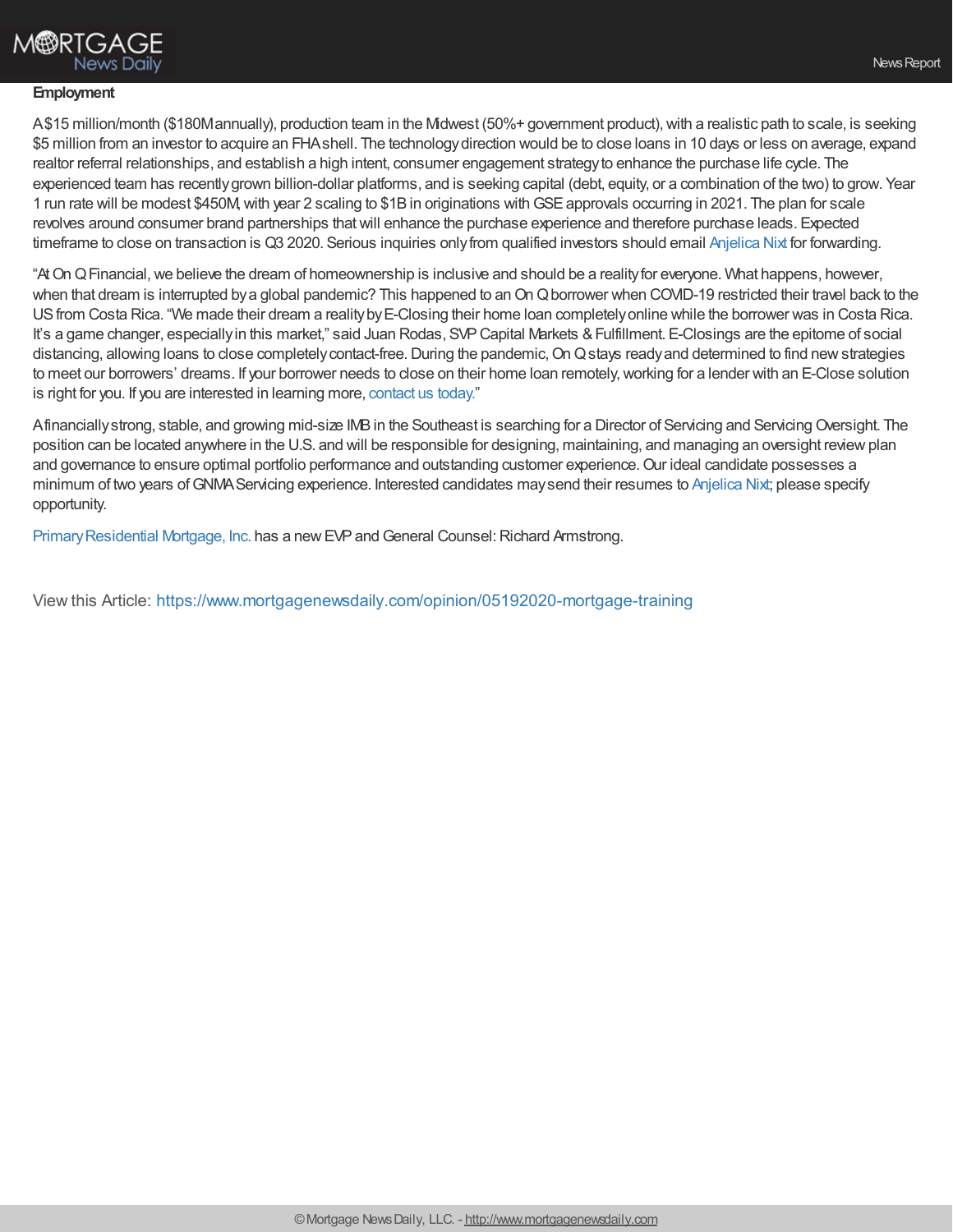**Employment**

A $15 million/month ($180M annually), production team in the Midwest (50%+ government product), with a realistic path to scale, is seeking $5 million from an investor to acquire an FHA shell. The technology direction would be to close loans in 10 days or less on average, expand realtor referral relationships, and establish a high intent, consumer engagement strategy to enhance the purchase life cycle. The experienced team has recently grown billion-dollar platforms, and is seeking capital (debt, equity, or a combination of the two) to grow. Year 1 run rate will be modest $450M, with year 2 scaling to $1B in originations with GSE approvals occurring in 2021. The plan for scale revolves around consumer brand partnerships that will enhance the purchase experience and therefore purchase leads. Expected timeframe to close on transaction is Q3 2020. Serious inquiries only from qualified investors should email Anjelica Nixt for forwarding.

"At On Q Financial, we believe the dream of homeownership is inclusive and should be a reality for everyone. What happens, however, when that dream is interrupted by a global pandemic? This happened to an On Q borrower when COVID-19 restricted their travel back to the US from Costa Rica. "We made their dream a reality by E-Closing their home loan completely online while the borrower was in Costa Rica. It's a game changer, especially in this market," said Juan Rodas, SVP Capital Markets & Fulfillment. E-Closings are the epitome of social distancing, allowing loans to close completely contact-free. During the pandemic, On Q stays ready and determined to find new strategies to meet our borrowers' dreams. If your borrower needs to close on their home loan remotely, working for a lender with an E-Close solution is right for you. If you are interested in learning more, contact us today."

A financially strong, stable, and growing mid-size IMB in the Southeast is searching for a Director of Servicing and Servicing Oversight. The position can be located anywhere in the U.S. and will be responsible for designing, maintaining, and managing an oversight review plan and governance to ensure optimal portfolio performance and outstanding customer experience. Our ideal candidate possesses a minimum of two years of GNMA Servicing experience. Interested candidates may send their resumes to Anjelica Nixt; please specify opportunity.

Primary Residential Mortgage, Inc. has a new EVP and General Counsel: Richard Armstrong.

View this Article: https://www.mortgagenewsdaily.com/opinion/05192020-mortgage-training